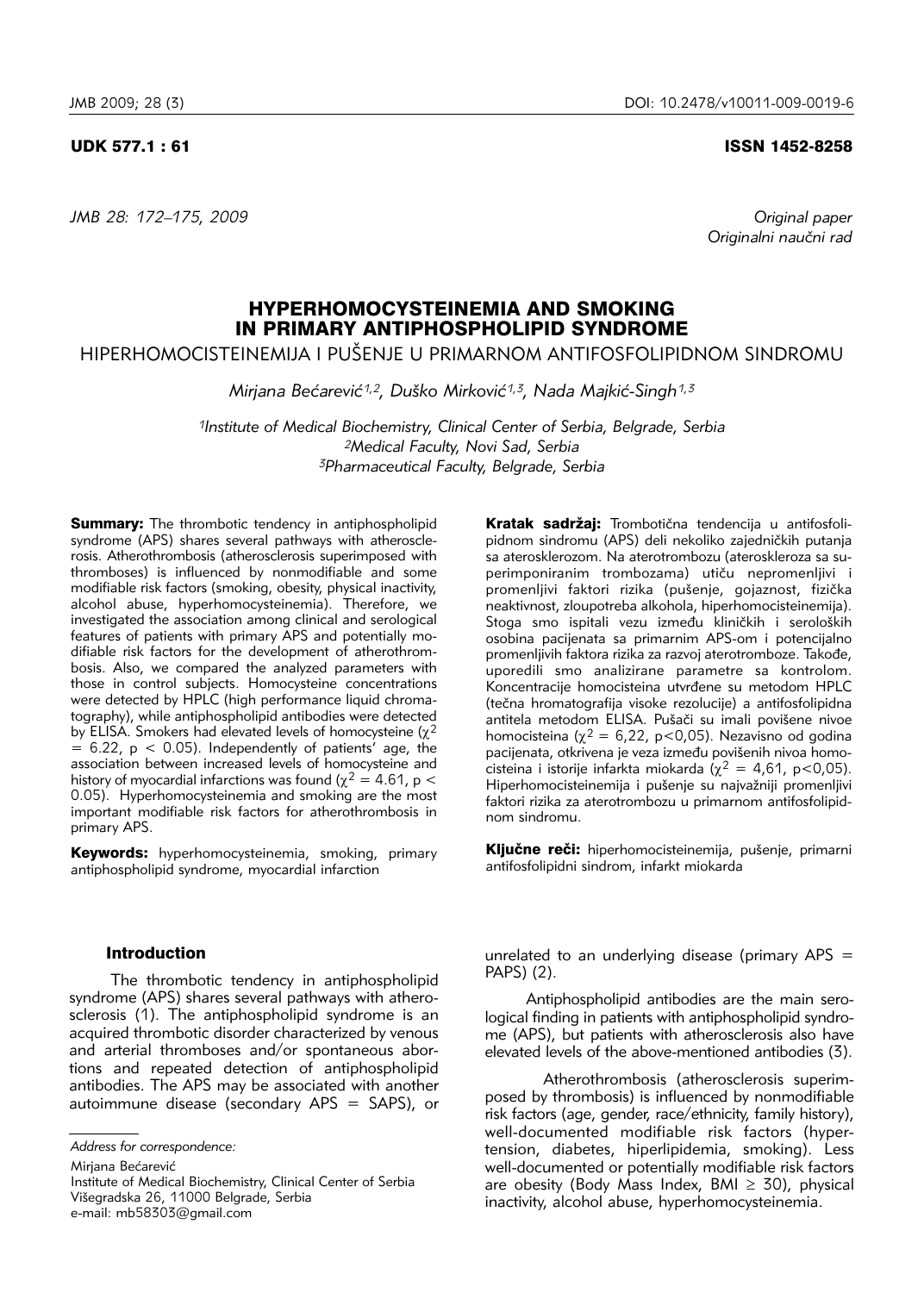UDK 577.1 : 61

ISSN 1452-8258

*Original paper*
*Originalni naučni rad*

# HYPERHOMOCYSTEINEMIA AND SMOKING IN PRIMARY ANTIPHOSPHOLIPID SYNDROME

## HIPERHOMOCISTEINEMIJA I PUŠENJE U PRIMARNOM ANTIFOSFOLIPIDNOM SINDROMU

*Mirjana Bećarević[1,2], Duško Mirković[1,3], Nada Majkić-Singh[1,3]*

*[1]Institute of Medical Biochemistry, Clinical Center of Serbia, Belgrade, Serbia*
*[2]Medical Faculty, Novi Sad, Serbia*
*[3]Pharmaceutical Faculty, Belgrade, Serbia*

**Summary:** The thrombotic tendency in antiphospholipid syndrome (APS) shares several pathways with atherosclerosis. Atherothrombosis (atherosclerosis superimposed with thromboses) is influenced by nonmodifiable and some modifiable risk factors (smoking, obesity, physical inactivity, alcohol abuse, hyperhomocysteinemia). Therefore, we investigated the association among clinical and serological features of patients with primary APS and potentially modifiable risk factors for the development of atherothrombosis. Also, we compared the analyzed parameters with those in control subjects. Homocysteine concentrations were detected by HPLC (high performance liquid chromatography), while antiphospholipid antibodies were detected by ELISA. Smokers had elevated levels of homocysteine ($\chi^2 = 6.22$, $p < 0.05$). Independently of patients' age, the association between increased levels of homocysteine and history of myocardial infarctions was found ($\chi^2 = 4.61$, $p < 0.05$). Hyperhomocysteinemia and smoking are the most important modifiable risk factors for atherothrombosis in primary APS.

**Keywords:** hyperhomocysteinemia, smoking, primary antiphospholipid syndrome, myocardial infarction

**Kratak sadržaj:** Trombotična tendencija u antifosfolipidnom sindromu (APS) deli nekoliko zajedničkih putanja sa aterosklerozom. Na aterotrombozu (ateroskleroza sa superimponiranim trombozama) utiču nepromenljivi i promenljivi faktori rizika (pušenje, gojaznost, fizička neaktivnost, zloupotreba alkohola, hiperhomocisteinemija). Stoga smo ispitali vezu između kliničkih i seroloških osobina pacijenata sa primarnim APS-om i potencijalno promenljivih faktora rizika za razvoj aterotromboze. Takođe, uporedili smo analizirane parametre sa kontrolom. Koncentracije homocisteina utvrđene su metodom HPLC (tečna hromatografija visoke rezolucije) a antifosfolipidna antitela metodom ELISA. Pušači su imali povišene nivoe homocisteina ($\chi^2 = 6{,}22$, $p<0{,}05$). Nezavisno od godina pacijenata, otkrivena je veza između povišenih nivoa homocisteina i istorije infarkta miokarda ($\chi^2 = 4{,}61$, $p<0{,}05$). Hiperhomocisteinemija i pušenje su najvažniji promenljivi faktori rizika za aterotrombozu u primarnom antifosfolipidnom sindromu.

**Ključne reči:** hiperhomocisteinemija, pušenje, primarni antifosfolipidni sindrom, infarkt miokarda

### Introduction

The thrombotic tendency in antiphospholipid syndrome (APS) shares several pathways with atherosclerosis (1). The antiphospholipid syndrome is an acquired thrombotic disorder characterized by venous and arterial thromboses and/or spontaneous abortions and repeated detection of antiphospholipid antibodies. The APS may be associated with another autoimmune disease (secondary APS = SAPS), or unrelated to an underlying disease (primary APS = PAPS) (2).

Antiphospholipid antibodies are the main serological finding in patients with antiphospholipid syndrome (APS), but patients with atherosclerosis also have elevated levels of the above-mentioned antibodies (3).

Atherothrombosis (atherosclerosis superimposed by thrombosis) is influenced by nonmodifiable risk factors (age, gender, race/ethnicity, family history), well-documented modifiable risk factors (hypertension, diabetes, hiperlipidemia, smoking). Less well-documented or potentially modifiable risk factors are obesity (Body Mass Index, BMI ≥ 30), physical inactivity, alcohol abuse, hyperhomocysteinemia.

*Address for correspondence:*

Mirjana Bećarević
Institute of Medical Biochemistry, Clinical Center of Serbia
Višegradska 26, 11000 Belgrade, Serbia
e-mail: mb58303@gmail.com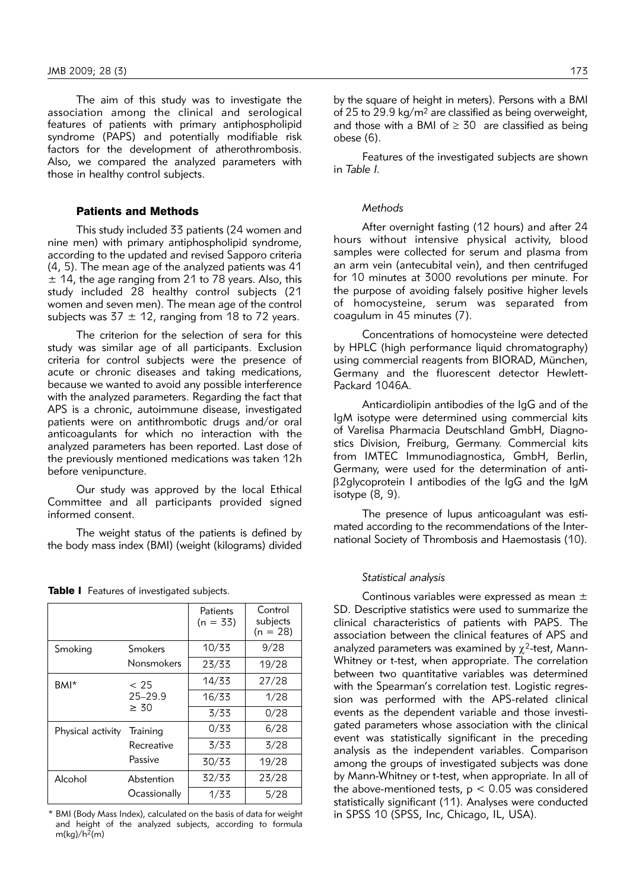The aim of this study was to investigate the association among the clinical and serological features of patients with primary antiphospholipid syndrome (PAPS) and potentially modifiable risk factors for the development of atherothrombosis. Also, we compared the analyzed parameters with those in healthy control subjects.

## Patients and Methods

This study included 33 patients (24 women and nine men) with primary antiphospholipid syndrome, according to the updated and revised Sapporo criteria (4, 5). The mean age of the analyzed patients was 41 ± 14, the age ranging from 21 to 78 years. Also, this study included 28 healthy control subjects (21 women and seven men). The mean age of the control subjects was 37 ± 12, ranging from 18 to 72 years.

The criterion for the selection of sera for this study was similar age of all participants. Exclusion criteria for control subjects were the presence of acute or chronic diseases and taking medications, because we wanted to avoid any possible interference with the analyzed parameters. Regarding the fact that APS is a chronic, autoimmune disease, investigated patients were on antithrombotic drugs and/or oral anticoagulants for which no interaction with the analyzed parameters has been reported. Last dose of the previously mentioned medications was taken 12h before venipuncture.

Our study was approved by the local Ethical Committee and all participants provided signed informed consent.

The weight status of the patients is defined by the body mass index (BMI) (weight (kilograms) divided by the square of height in meters). Persons with a BMI of 25 to 29.9 kg/m$^2$ are classified as being overweight, and those with a BMI of ≥ 30 are classified as being obese (6).

Features of the investigated subjects are shown in *Table I*.

**Table I** Features of investigated subjects.

| | | Patients (n = 33) | Control subjects (n = 28) |
|---|---|---|---|
| Smoking | Smokers | 10/33 | 9/28 |
| | Nonsmokers | 23/33 | 19/28 |
| BMI* | < 25 | 14/33 | 27/28 |
| | 25–29.9 | 16/33 | 1/28 |
| | ≥ 30 | 3/33 | 0/28 |
| Physical activity | Training | 0/33 | 6/28 |
| | Recreative | 3/33 | 3/28 |
| | Passive | 30/33 | 19/28 |
| Alcohol | Abstention | 32/33 | 23/28 |
| | Ocassionally | 1/33 | 5/28 |

\* BMI (Body Mass Index), calculated on the basis of data for weight and height of the analyzed subjects, according to formula $m(kg)/h^2(m)$

### *Methods*

After overnight fasting (12 hours) and after 24 hours without intensive physical activity, blood samples were collected for serum and plasma from an arm vein (antecubital vein), and then centrifuged for 10 minutes at 3000 revolutions per minute. For the purpose of avoiding falsely positive higher levels of homocysteine, serum was separated from coagulum in 45 minutes (7).

Concentrations of homocysteine were detected by HPLC (high performance liquid chromatography) using commercial reagents from BIORAD, München, Germany and the fluorescent detector Hewlett-Packard 1046A.

Anticardiolipin antibodies of the IgG and of the IgM isotype were determined using commercial kits of Varelisa Pharmacia Deutschland GmbH, Diagnostics Division, Freiburg, Germany. Commercial kits from IMTEC Immunodiagnostica, GmbH, Berlin, Germany, were used for the determination of anti-β2glycoprotein I antibodies of the IgG and the IgM isotype (8, 9).

The presence of lupus anticoagulant was estimated according to the recommendations of the International Society of Thrombosis and Haemostasis (10).

### *Statistical analysis*

Continous variables were expressed as mean ± SD. Descriptive statistics were used to summarize the clinical characteristics of patients with PAPS. The association between the clinical features of APS and analyzed parameters was examined by $\chi^2$-test, Mann-Whitney or t-test, when appropriate. The correlation between two quantitative variables was determined with the Spearman's correlation test. Logistic regression was performed with the APS-related clinical events as the dependent variable and those investigated parameters whose association with the clinical event was statistically significant in the preceding analysis as the independent variables. Comparison among the groups of investigated subjects was done by Mann-Whitney or t-test, when appropriate. In all of the above-mentioned tests, $p < 0.05$ was considered statistically significant (11). Analyses were conducted in SPSS 10 (SPSS, Inc, Chicago, IL, USA).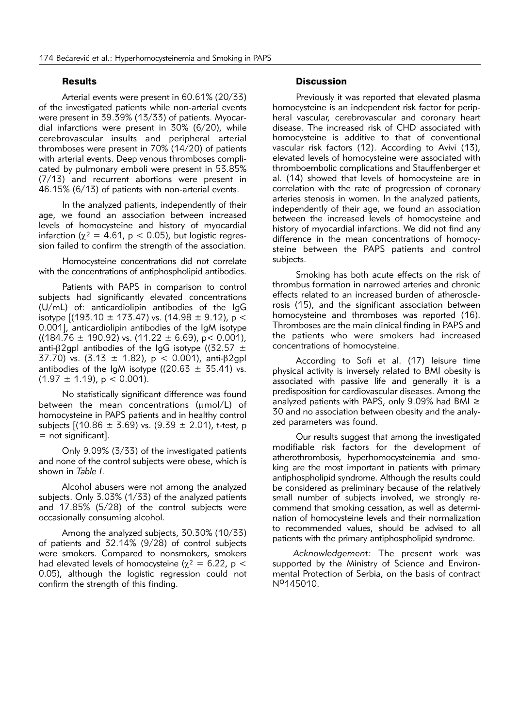## Results

Arterial events were present in 60.61% (20/33) of the investigated patients while non-arterial events were present in 39.39% (13/33) of patients. Myocardial infarctions were present in 30% (6/20), while cerebrovascular insults and peripheral arterial thromboses were present in 70% (14/20) of patients with arterial events. Deep venous thromboses complicated by pulmonary emboli were present in 53.85% (7/13) and recurrent abortions were present in 46.15% (6/13) of patients with non-arterial events.

In the analyzed patients, independently of their age, we found an association between increased levels of homocysteine and history of myocardial infarction ($\chi^2 = 4.61$, $p < 0.05$), but logistic regression failed to confirm the strength of the association.

Homocysteine concentrations did not correlate with the concentrations of antiphospholipid antibodies.

Patients with PAPS in comparison to control subjects had significantly elevated concentrations (U/mL) of: anticardiolipin antibodies of the IgG isotype [(193.10 ± 173.47) vs. (14.98 ± 9.12), $p < 0.001$], anticardiolipin antibodies of the IgM isotype ((184.76 ± 190.92) vs. (11.22 ± 6.69), $p < 0.001$), anti-$\beta$2gpI antibodies of the IgG isotype ((32.57 ± 37.70) vs. (3.13 ± 1.82), $p < 0.001$), anti-$\beta$2gpI antibodies of the IgM isotype ((20.63 ± 35.41) vs. (1.97 ± 1.19), $p < 0.001$).

No statistically significant difference was found between the mean concentrations ($\mu$mol/L) of homocysteine in PAPS patients and in healthy control subjects [(10.86 ± 3.69) vs. (9.39 ± 2.01), t-test, p = not significant].

Only 9.09% (3/33) of the investigated patients and none of the control subjects were obese, which is shown in *Table I*.

Alcohol abusers were not among the analyzed subjects. Only 3.03% (1/33) of the analyzed patients and 17.85% (5/28) of the control subjects were occasionally consuming alcohol.

Among the analyzed subjects, 30.30% (10/33) of patients and 32.14% (9/28) of control subjects were smokers. Compared to nonsmokers, smokers had elevated levels of homocysteine ($\chi^2 = 6.22$, $p < 0.05$), although the logistic regression could not confirm the strength of this finding.

## Discussion

Previously it was reported that elevated plasma homocysteine is an independent risk factor for peripheral vascular, cerebrovascular and coronary heart disease. The increased risk of CHD associated with homocysteine is additive to that of conventional vascular risk factors (12). According to Avivi (13), elevated levels of homocysteine were associated with thromboembolic complications and Stauffenberger et al. (14) showed that levels of homocysteine are in correlation with the rate of progression of coronary arteries stenosis in women. In the analyzed patients, independently of their age, we found an association between the increased levels of homocysteine and history of myocardial infarctions. We did not find any difference in the mean concentrations of homocysteine between the PAPS patients and control subjects.

Smoking has both acute effects on the risk of thrombus formation in narrowed arteries and chronic effects related to an increased burden of atherosclerosis (15), and the significant association between homocysteine and thromboses was reported (16). Thromboses are the main clinical finding in PAPS and the patients who were smokers had increased concentrations of homocysteine.

According to Sofi et al. (17) leisure time physical activity is inversely related to BMI obesity is associated with passive life and generally it is a predisposition for cardiovascular diseases. Among the analyzed patients with PAPS, only 9.09% had BMI ≥ 30 and no association between obesity and the analyzed parameters was found.

Our results suggest that among the investigated modifiable risk factors for the development of atherothrombosis, hyperhomocysteinemia and smoking are the most important in patients with primary antiphospholipid syndrome. Although the results could be considered as preliminary because of the relatively small number of subjects involved, we strongly recommend that smoking cessation, as well as determination of homocysteine levels and their normalization to recommended values, should be advised to all patients with the primary antiphospholipid syndrome.

*Acknowledgement:* The present work was supported by the Ministry of Science and Environmental Protection of Serbia, on the basis of contract Nº145010.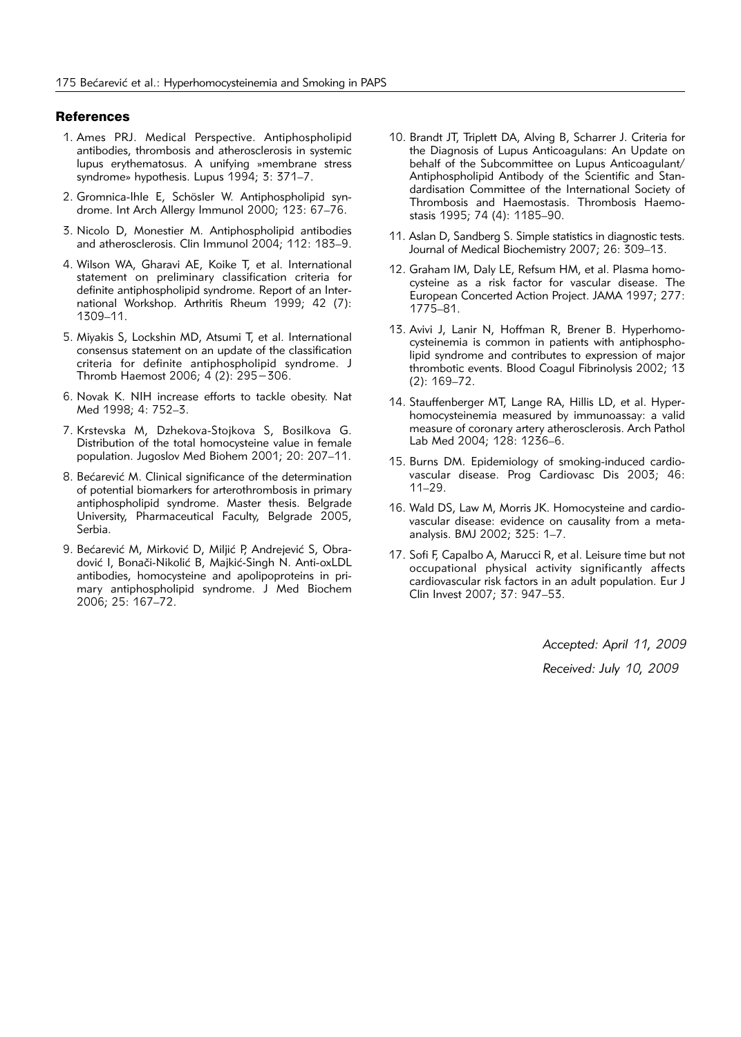## References

1. Ames PRJ. Medical Perspective. Antiphospholipid antibodies, thrombosis and atherosclerosis in systemic lupus erythematosus. A unifying »membrane stress syndrome» hypothesis. Lupus 1994; 3: 371–7.
2. Gromnica-Ihle E, Schösler W. Antiphospholipid syndrome. Int Arch Allergy Immunol 2000; 123: 67–76.
3. Nicolo D, Monestier M. Antiphospholipid antibodies and atherosclerosis. Clin Immunol 2004; 112: 183–9.
4. Wilson WA, Gharavi AE, Koike T, et al. International statement on preliminary classification criteria for definite antiphospholipid syndrome. Report of an International Workshop. Arthritis Rheum 1999; 42 (7): 1309–11.
5. Miyakis S, Lockshin MD, Atsumi T, et al. International consensus statement on an update of the classification criteria for definite antiphospholipid syndrome. J Thromb Haemost 2006; 4 (2): 295–306.
6. Novak K. NIH increase efforts to tackle obesity. Nat Med 1998; 4: 752–3.
7. Krstevska M, Dzhekova-Stojkova S, Bosilkova G. Distribution of the total homocysteine value in female population. Jugoslov Med Biohem 2001; 20: 207–11.
8. Bećarević M. Clinical significance of the determination of potential biomarkers for arterothrombosis in primary antiphospholipid syndrome. Master thesis. Belgrade University, Pharmaceutical Faculty, Belgrade 2005, Serbia.
9. Bećarević M, Mirković D, Miljić P, Andrejević S, Obradović I, Bonači-Nikolić B, Majkić-Singh N. Anti-oxLDL antibodies, homocysteine and apolipoproteins in primary antiphospholipid syndrome. J Med Biochem 2006; 25: 167–72.
10. Brandt JT, Triplett DA, Alving B, Scharrer J. Criteria for the Diagnosis of Lupus Anticoagulans: An Update on behalf of the Subcommittee on Lupus Anticoagulant/Antiphospholipid Antibody of the Scientific and Standardisation Committee of the International Society of Thrombosis and Haemostasis. Thrombosis Haemostasis 1995; 74 (4): 1185–90.
11. Aslan D, Sandberg S. Simple statistics in diagnostic tests. Journal of Medical Biochemistry 2007; 26: 309–13.
12. Graham IM, Daly LE, Refsum HM, et al. Plasma homocysteine as a risk factor for vascular disease. The European Concerted Action Project. JAMA 1997; 277: 1775–81.
13. Avivi J, Lanir N, Hoffman R, Brener B. Hyperhomocysteinemia is common in patients with antiphospholipid syndrome and contributes to expression of major thrombotic events. Blood Coagul Fibrinolysis 2002; 13 (2): 169–72.
14. Stauffenberger MT, Lange RA, Hillis LD, et al. Hyperhomocysteinemia measured by immunoassay: a valid measure of coronary artery atherosclerosis. Arch Pathol Lab Med 2004; 128: 1236–6.
15. Burns DM. Epidemiology of smoking-induced cardiovascular disease. Prog Cardiovasc Dis 2003; 46: 11–29.
16. Wald DS, Law M, Morris JK. Homocysteine and cardiovascular disease: evidence on causality from a meta-analysis. BMJ 2002; 325: 1–7.
17. Sofi F, Capalbo A, Marucci R, et al. Leisure time but not occupational physical activity significantly affects cardiovascular risk factors in an adult population. Eur J Clin Invest 2007; 37: 947–53.

*Accepted: April 11, 2009*

*Received: July 10, 2009*